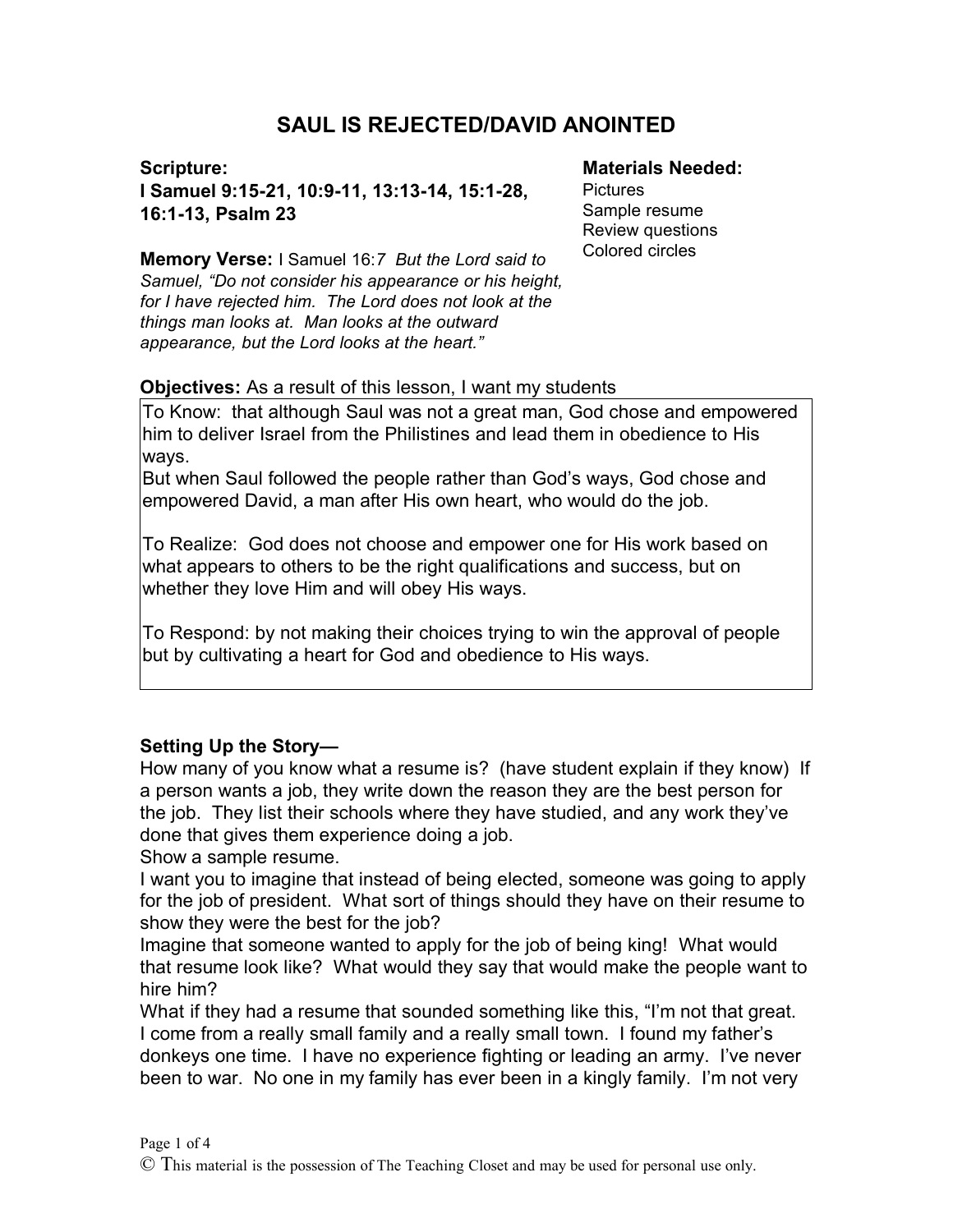# SAUL IS REJECTED/DAVID ANOINTED

**Scripture:**
**I Samuel 9:15-21, 10:9-11, 13:13-14, 15:1-28, 16:1-13, Psalm 23**

**Memory Verse:** I Samuel 16:7 *But the Lord said to Samuel, "Do not consider his appearance or his height, for I have rejected him. The Lord does not look at the things man looks at. Man looks at the outward appearance, but the Lord looks at the heart."*

**Materials Needed:**
Pictures
Sample resume
Review questions
Colored circles

**Objectives:** As a result of this lesson, I want my students

To Know: that although Saul was not a great man, God chose and empowered him to deliver Israel from the Philistines and lead them in obedience to His ways.
But when Saul followed the people rather than God's ways, God chose and empowered David, a man after His own heart, who would do the job.

To Realize: God does not choose and empower one for His work based on what appears to others to be the right qualifications and success, but on whether they love Him and will obey His ways.

To Respond: by not making their choices trying to win the approval of people but by cultivating a heart for God and obedience to His ways.

**Setting Up the Story—**
How many of you know what a resume is? (have student explain if they know) If a person wants a job, they write down the reason they are the best person for the job. They list their schools where they have studied, and any work they've done that gives them experience doing a job.
Show a sample resume.
I want you to imagine that instead of being elected, someone was going to apply for the job of president. What sort of things should they have on their resume to show they were the best for the job?
Imagine that someone wanted to apply for the job of being king! What would that resume look like? What would they say that would make the people want to hire him?
What if they had a resume that sounded something like this, "I'm not that great. I come from a really small family and a really small town. I found my father's donkeys one time. I have no experience fighting or leading an army. I've never been to war. No one in my family has ever been in a kingly family. I'm not very

© This material is the possession of The Teaching Closet and may be used for personal use only.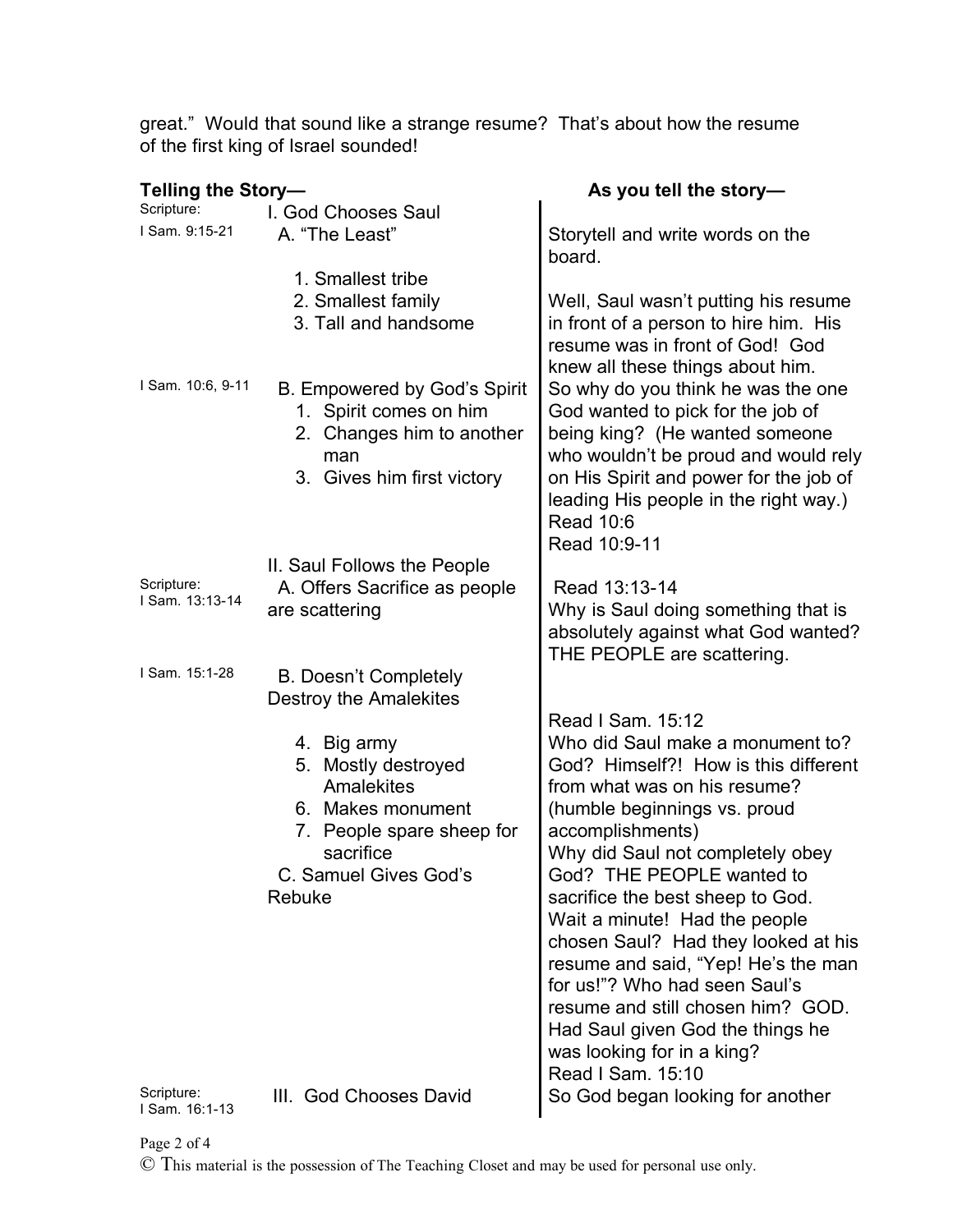great." Would that sound like a strange resume? That's about how the resume of the first king of Israel sounded!

| **Telling the Story—** | | **As you tell the story—** |
|---|---|---|
| Scripture: I Sam. 9:15-21 | I. God Chooses Saul<br>A. "The Least"<br>1. Smallest tribe<br>2. Smallest family<br>3. Tall and handsome | Storytell and write words on the board.<br><br>Well, Saul wasn't putting his resume in front of a person to hire him. His resume was in front of God! God knew all these things about him. |
| I Sam. 10:6, 9-11 | B. Empowered by God's Spirit<br>1. Spirit comes on him<br>2. Changes him to another man<br>3. Gives him first victory | So why do you think he was the one God wanted to pick for the job of being king? (He wanted someone who wouldn't be proud and would rely on His Spirit and power for the job of leading His people in the right way.)<br>Read 10:6<br>Read 10:9-11 |
| Scripture: I Sam. 13:13-14 | II. Saul Follows the People<br>A. Offers Sacrifice as people are scattering | Read 13:13-14<br>Why is Saul doing something that is absolutely against what God wanted? THE PEOPLE are scattering. |
| I Sam. 15:1-28 | B. Doesn't Completely Destroy the Amalekites<br>4. Big army<br>5. Mostly destroyed Amalekites<br>6. Makes monument<br>7. People spare sheep for sacrifice<br>C. Samuel Gives God's Rebuke | Read I Sam. 15:12<br>Who did Saul make a monument to? God? Himself?! How is this different from what was on his resume? (humble beginnings vs. proud accomplishments)<br>Why did Saul not completely obey God? THE PEOPLE wanted to sacrifice the best sheep to God.<br>Wait a minute! Had the people chosen Saul? Had they looked at his resume and said, "Yep! He's the man for us!"? Who had seen Saul's resume and still chosen him? GOD. Had Saul given God the things he was looking for in a king?<br>Read I Sam. 15:10 |
| Scripture: I Sam. 16:1-13 | III. God Chooses David | So God began looking for another |

© This material is the possession of The Teaching Closet and may be used for personal use only.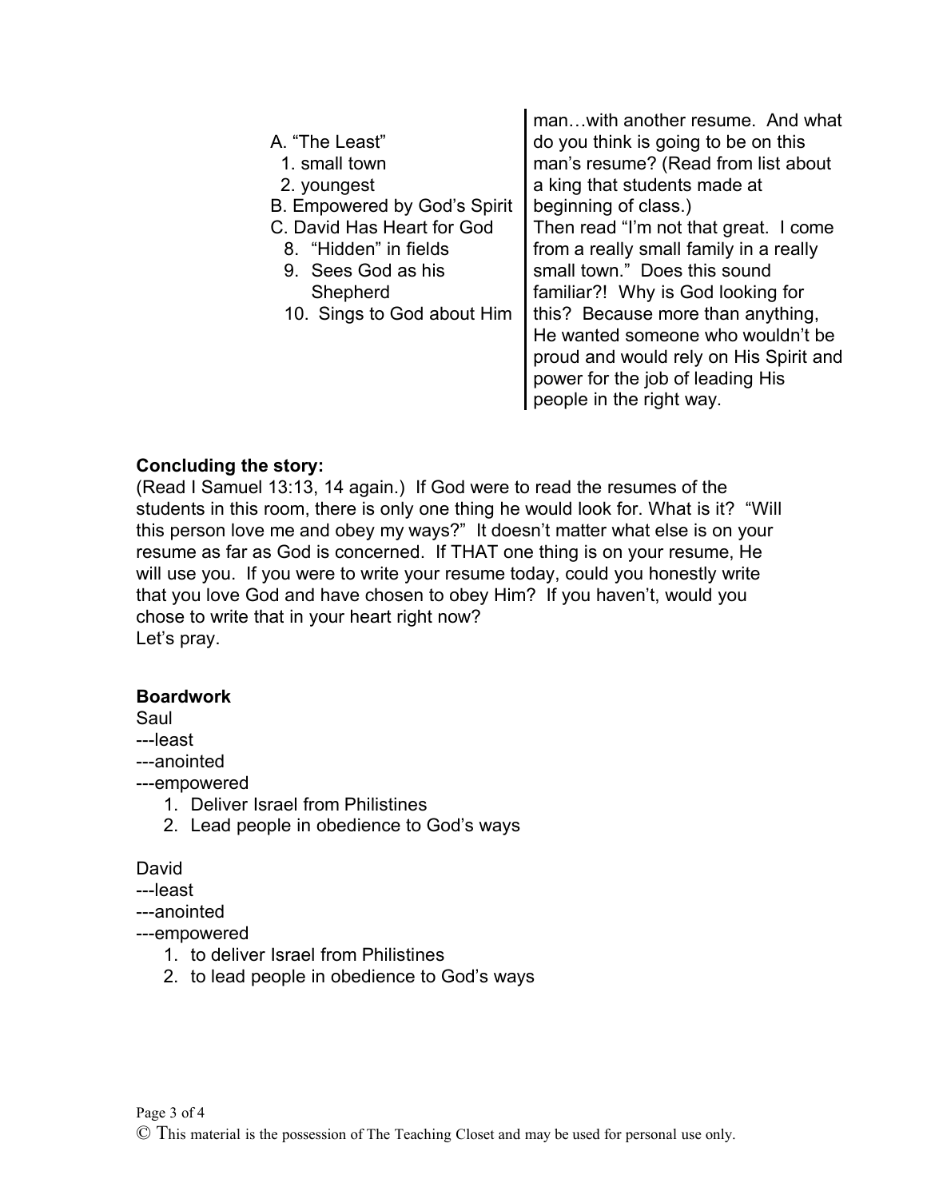A. "The Least"
  1. small town
  2. youngest
B. Empowered by God's Spirit
C. David Has Heart for God
  8. "Hidden" in fields
  9. Sees God as his Shepherd
  10. Sings to God about Him

man…with another resume. And what do you think is going to be on this man's resume? (Read from list about a king that students made at beginning of class.)
Then read "I'm not that great. I come from a really small family in a really small town." Does this sound familiar?! Why is God looking for this? Because more than anything, He wanted someone who wouldn't be proud and would rely on His Spirit and power for the job of leading His people in the right way.

**Concluding the story:**
(Read I Samuel 13:13, 14 again.) If God were to read the resumes of the students in this room, there is only one thing he would look for. What is it? "Will this person love me and obey my ways?" It doesn't matter what else is on your resume as far as God is concerned. If THAT one thing is on your resume, He will use you. If you were to write your resume today, could you honestly write that you love God and have chosen to obey Him? If you haven't, would you chose to write that in your heart right now?
Let's pray.

**Boardwork**
Saul
---least
---anointed
---empowered
1. Deliver Israel from Philistines
2. Lead people in obedience to God's ways

David
---least
---anointed
---empowered
1. to deliver Israel from Philistines
2. to lead people in obedience to God's ways

© This material is the possession of The Teaching Closet and may be used for personal use only.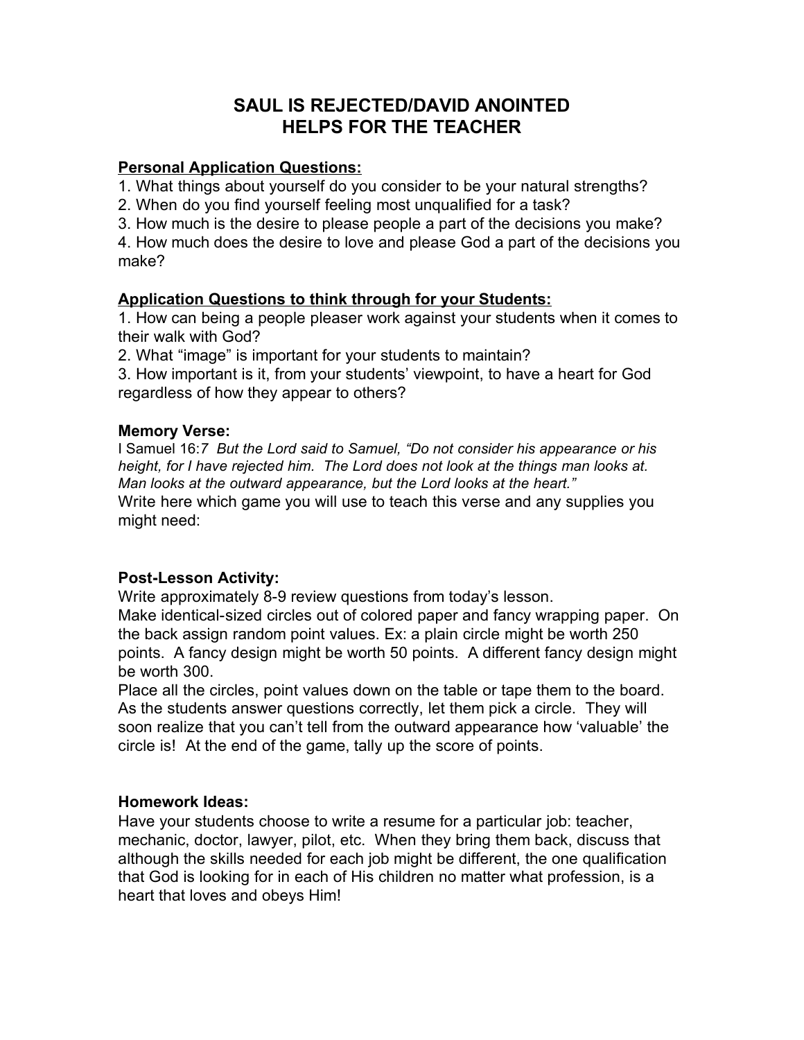# SAUL IS REJECTED/DAVID ANOINTED
# HELPS FOR THE TEACHER

**Personal Application Questions:**

1. What things about yourself do you consider to be your natural strengths?
2. When do you find yourself feeling most unqualified for a task?
3. How much is the desire to please people a part of the decisions you make?
4. How much does the desire to love and please God a part of the decisions you make?

**Application Questions to think through for your Students:**

1. How can being a people pleaser work against your students when it comes to their walk with God?
2. What “image” is important for your students to maintain?
3. How important is it, from your students’ viewpoint, to have a heart for God regardless of how they appear to others?

**Memory Verse:**

I Samuel 16:7 *But the Lord said to Samuel, “Do not consider his appearance or his height, for I have rejected him. The Lord does not look at the things man looks at. Man looks at the outward appearance, but the Lord looks at the heart.”*

Write here which game you will use to teach this verse and any supplies you might need:

**Post-Lesson Activity:**

Write approximately 8-9 review questions from today’s lesson.

Make identical-sized circles out of colored paper and fancy wrapping paper. On the back assign random point values. Ex: a plain circle might be worth 250 points. A fancy design might be worth 50 points. A different fancy design might be worth 300.

Place all the circles, point values down on the table or tape them to the board. As the students answer questions correctly, let them pick a circle. They will soon realize that you can’t tell from the outward appearance how ‘valuable’ the circle is! At the end of the game, tally up the score of points.

**Homework Ideas:**

Have your students choose to write a resume for a particular job: teacher, mechanic, doctor, lawyer, pilot, etc. When they bring them back, discuss that although the skills needed for each job might be different, the one qualification that God is looking for in each of His children no matter what profession, is a heart that loves and obeys Him!